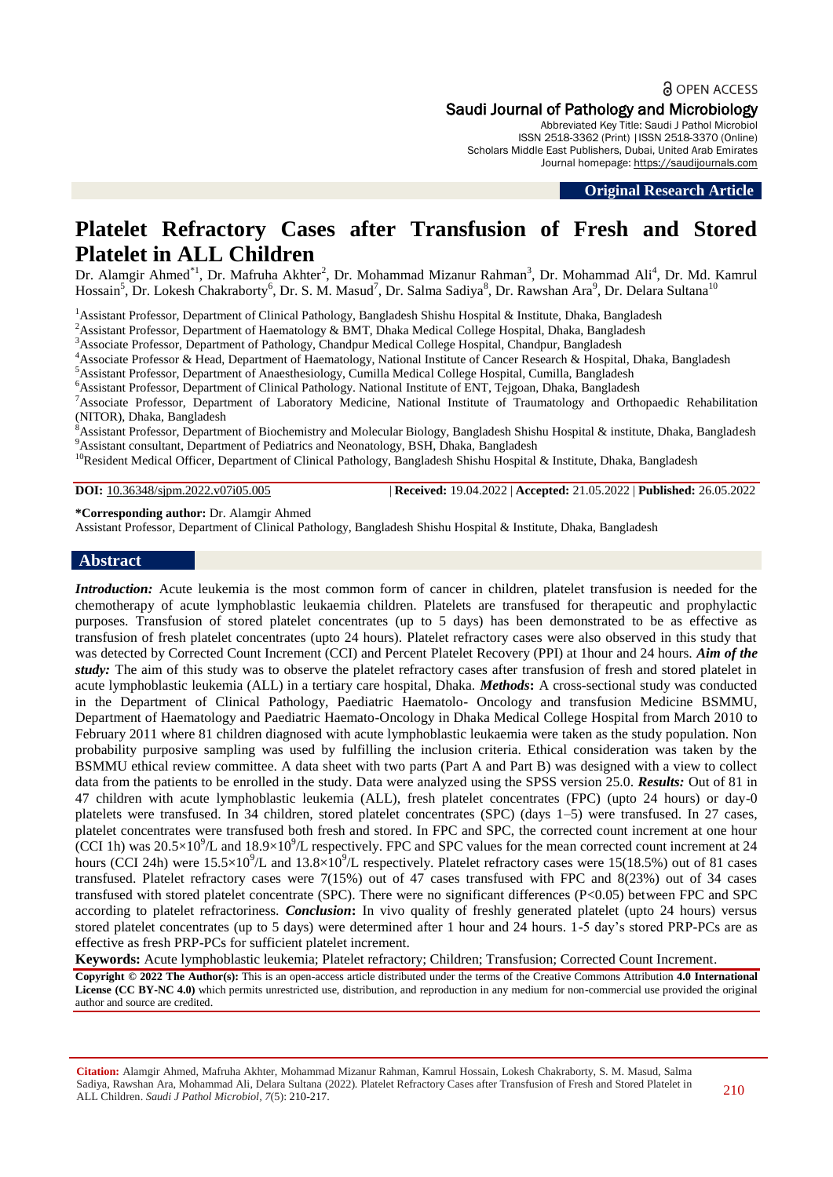OPEN ACCESS

**Saudi Journal of Pathology and Microbiology**

Abbreviated Key Title: Saudi J Pathol Microbiol
ISSN 2518-3362 (Print) |ISSN 2518-3370 (Online)
Scholars Middle East Publishers, Dubai, United Arab Emirates
Journal homepage: https://saudijournals.com

**Original Research Article**

# Platelet Refractory Cases after Transfusion of Fresh and Stored Platelet in ALL Children

Dr. Alamgir Ahmed[*1], Dr. Mafruha Akhter[2], Dr. Mohammad Mizanur Rahman[3], Dr. Mohammad Ali[4], Dr. Md. Kamrul Hossain[5], Dr. Lokesh Chakraborty[6], Dr. S. M. Masud[7], Dr. Salma Sadiya[8], Dr. Rawshan Ara[9], Dr. Delara Sultana[10]

[1]Assistant Professor, Department of Clinical Pathology, Bangladesh Shishu Hospital & Institute, Dhaka, Bangladesh
[2]Assistant Professor, Department of Haematology & BMT, Dhaka Medical College Hospital, Dhaka, Bangladesh
[3]Associate Professor, Department of Pathology, Chandpur Medical College Hospital, Chandpur, Bangladesh
[4]Associate Professor & Head, Department of Haematology, National Institute of Cancer Research & Hospital, Dhaka, Bangladesh
[5]Assistant Professor, Department of Anaesthesiology, Cumilla Medical College Hospital, Cumilla, Bangladesh
[6]Assistant Professor, Department of Clinical Pathology. National Institute of ENT, Tejgoan, Dhaka, Bangladesh
[7]Associate Professor, Department of Laboratory Medicine, National Institute of Traumatology and Orthopaedic Rehabilitation (NITOR), Dhaka, Bangladesh
[8]Assistant Professor, Department of Biochemistry and Molecular Biology, Bangladesh Shishu Hospital & institute, Dhaka, Bangladesh
[9]Assistant consultant, Department of Pediatrics and Neonatology, BSH, Dhaka, Bangladesh
[10]Resident Medical Officer, Department of Clinical Pathology, Bangladesh Shishu Hospital & Institute, Dhaka, Bangladesh

**DOI:** 10.36348/sjpm.2022.v07i05.005 | **Received:** 19.04.2022 | **Accepted:** 21.05.2022 | **Published:** 26.05.2022

**\*Corresponding author:** Dr. Alamgir Ahmed
Assistant Professor, Department of Clinical Pathology, Bangladesh Shishu Hospital & Institute, Dhaka, Bangladesh

## Abstract

***Introduction:*** Acute leukemia is the most common form of cancer in children, platelet transfusion is needed for the chemotherapy of acute lymphoblastic leukaemia children. Platelets are transfused for therapeutic and prophylactic purposes. Transfusion of stored platelet concentrates (up to 5 days) has been demonstrated to be as effective as transfusion of fresh platelet concentrates (upto 24 hours). Platelet refractory cases were also observed in this study that was detected by Corrected Count Increment (CCI) and Percent Platelet Recovery (PPI) at 1hour and 24 hours. ***Aim of the study:*** The aim of this study was to observe the platelet refractory cases after transfusion of fresh and stored platelet in acute lymphoblastic leukemia (ALL) in a tertiary care hospital, Dhaka. ***Methods*:** A cross-sectional study was conducted in the Department of Clinical Pathology, Paediatric Haematolo- Oncology and transfusion Medicine BSMMU, Department of Haematology and Paediatric Haemato-Oncology in Dhaka Medical College Hospital from March 2010 to February 2011 where 81 children diagnosed with acute lymphoblastic leukaemia were taken as the study population. Non probability purposive sampling was used by fulfilling the inclusion criteria. Ethical consideration was taken by the BSMMU ethical review committee. A data sheet with two parts (Part A and Part B) was designed with a view to collect data from the patients to be enrolled in the study. Data were analyzed using the SPSS version 25.0. ***Results:*** Out of 81 in 47 children with acute lymphoblastic leukemia (ALL), fresh platelet concentrates (FPC) (upto 24 hours) or day-0 platelets were transfused. In 34 children, stored platelet concentrates (SPC) (days 1–5) were transfused. In 27 cases, platelet concentrates were transfused both fresh and stored. In FPC and SPC, the corrected count increment at one hour (CCI 1h) was $20.5\times10^9$/L and $18.9\times10^9$/L respectively. FPC and SPC values for the mean corrected count increment at 24 hours (CCI 24h) were $15.5\times10^9$/L and $13.8\times10^9$/L respectively. Platelet refractory cases were 15(18.5%) out of 81 cases transfused. Platelet refractory cases were 7(15%) out of 47 cases transfused with FPC and 8(23%) out of 34 cases transfused with stored platelet concentrate (SPC). There were no significant differences ($P<0.05$) between FPC and SPC according to platelet refractoriness. ***Conclusion*:** In vivo quality of freshly generated platelet (upto 24 hours) versus stored platelet concentrates (up to 5 days) were determined after 1 hour and 24 hours. 1-5 day's stored PRP-PCs are as effective as fresh PRP-PCs for sufficient platelet increment.

**Keywords:** Acute lymphoblastic leukemia; Platelet refractory; Children; Transfusion; Corrected Count Increment.

**Copyright © 2022 The Author(s):** This is an open-access article distributed under the terms of the Creative Commons Attribution **4.0 International License (CC BY-NC 4.0)** which permits unrestricted use, distribution, and reproduction in any medium for non-commercial use provided the original author and source are credited.

**Citation:** Alamgir Ahmed, Mafruha Akhter, Mohammad Mizanur Rahman, Kamrul Hossain, Lokesh Chakraborty, S. M. Masud, Salma Sadiya, Rawshan Ara, Mohammad Ali, Delara Sultana (2022). Platelet Refractory Cases after Transfusion of Fresh and Stored Platelet in ALL Children. *Saudi J Pathol Microbiol*, *7*(5): 210-217.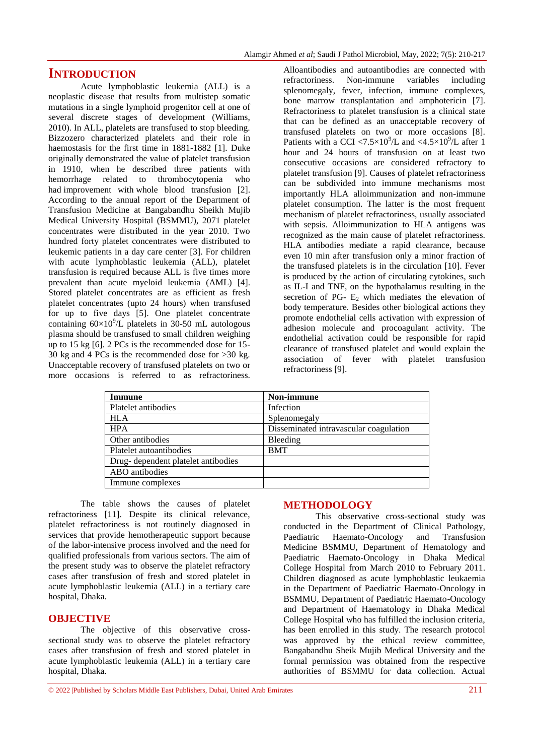## INTRODUCTION

Acute lymphoblastic leukemia (ALL) is a neoplastic disease that results from multistep somatic mutations in a single lymphoid progenitor cell at one of several discrete stages of development (Williams, 2010). In ALL, platelets are transfused to stop bleeding. Bizzozero characterized platelets and their role in haemostasis for the first time in 1881-1882 [1]. Duke originally demonstrated the value of platelet transfusion in 1910, when he described three patients with hemorrhage related to thrombocytopenia who had improvement with whole blood transfusion [2]. According to the annual report of the Department of Transfusion Medicine at Bangabandhu Sheikh Mujib Medical University Hospital (BSMMU), 2071 platelet concentrates were distributed in the year 2010. Two hundred forty platelet concentrates were distributed to leukemic patients in a day care center [3]. For children with acute lymphoblastic leukemia (ALL), platelet transfusion is required because ALL is five times more prevalent than acute myeloid leukemia (AML) [4]. Stored platelet concentrates are as efficient as fresh platelet concentrates (upto 24 hours) when transfused for up to five days [5]. One platelet concentrate containing $60\times10^9$/L platelets in 30-50 mL autologous plasma should be transfused to small children weighing up to 15 kg [6]. 2 PCs is the recommended dose for 15-30 kg and 4 PCs is the recommended dose for >30 kg. Unacceptable recovery of transfused platelets on two or more occasions is referred to as refractoriness. Alloantibodies and autoantibodies are connected with refractoriness. Non-immune variables including splenomegaly, fever, infection, immune complexes, bone marrow transplantation and amphotericin [7]. Refractoriness to platelet transfusion is a clinical state that can be defined as an unacceptable recovery of transfused platelets on two or more occasions [8]. Patients with a CCI $<7.5\times10^9$/L and $<4.5\times10^9$/L after 1 hour and 24 hours of transfusion on at least two consecutive occasions are considered refractory to platelet transfusion [9]. Causes of platelet refractoriness can be subdivided into immune mechanisms most importantly HLA alloimmunization and non-immune platelet consumption. The latter is the most frequent mechanism of platelet refractoriness, usually associated with sepsis. Alloimmunization to HLA antigens was recognized as the main cause of platelet refractoriness. HLA antibodies mediate a rapid clearance, because even 10 min after transfusion only a minor fraction of the transfused platelets is in the circulation [10]. Fever is produced by the action of circulating cytokines, such as IL-I and TNF, on the hypothalamus resulting in the secretion of PG- $E_2$ which mediates the elevation of body temperature. Besides other biological actions they promote endothelial cells activation with expression of adhesion molecule and procoagulant activity. The endothelial activation could be responsible for rapid clearance of transfused platelet and would explain the association of fever with platelet transfusion refractoriness [9].

| Immune | Non-immune |
|---|---|
| Platelet antibodies | Infection |
| HLA | Splenomegaly |
| HPA | Disseminated intravascular coagulation |
| Other antibodies | Bleeding |
| Platelet autoantibodies | BMT |
| Drug- dependent platelet antibodies | |
| ABO antibodies | |
| Immune complexes | |

The table shows the causes of platelet refractoriness [11]. Despite its clinical relevance, platelet refractoriness is not routinely diagnosed in services that provide hemotherapeutic support because of the labor-intensive process involved and the need for qualified professionals from various sectors. The aim of the present study was to observe the platelet refractory cases after transfusion of fresh and stored platelet in acute lymphoblastic leukemia (ALL) in a tertiary care hospital, Dhaka.

## OBJECTIVE

The objective of this observative cross-sectional study was to observe the platelet refractory cases after transfusion of fresh and stored platelet in acute lymphoblastic leukemia (ALL) in a tertiary care hospital, Dhaka.

## METHODOLOGY

This observative cross-sectional study was conducted in the Department of Clinical Pathology, Paediatric Haemato-Oncology and Transfusion Medicine BSMMU, Department of Hematology and Paediatric Haemato-Oncology in Dhaka Medical College Hospital from March 2010 to February 2011. Children diagnosed as acute lymphoblastic leukaemia in the Department of Paediatric Haemato-Oncology in BSMMU, Department of Paediatric Haemato-Oncology and Department of Haematology in Dhaka Medical College Hospital who has fulfilled the inclusion criteria, has been enrolled in this study. The research protocol was approved by the ethical review committee, Bangabandhu Sheik Mujib Medical University and the formal permission was obtained from the respective authorities of BSMMU for data collection. Actual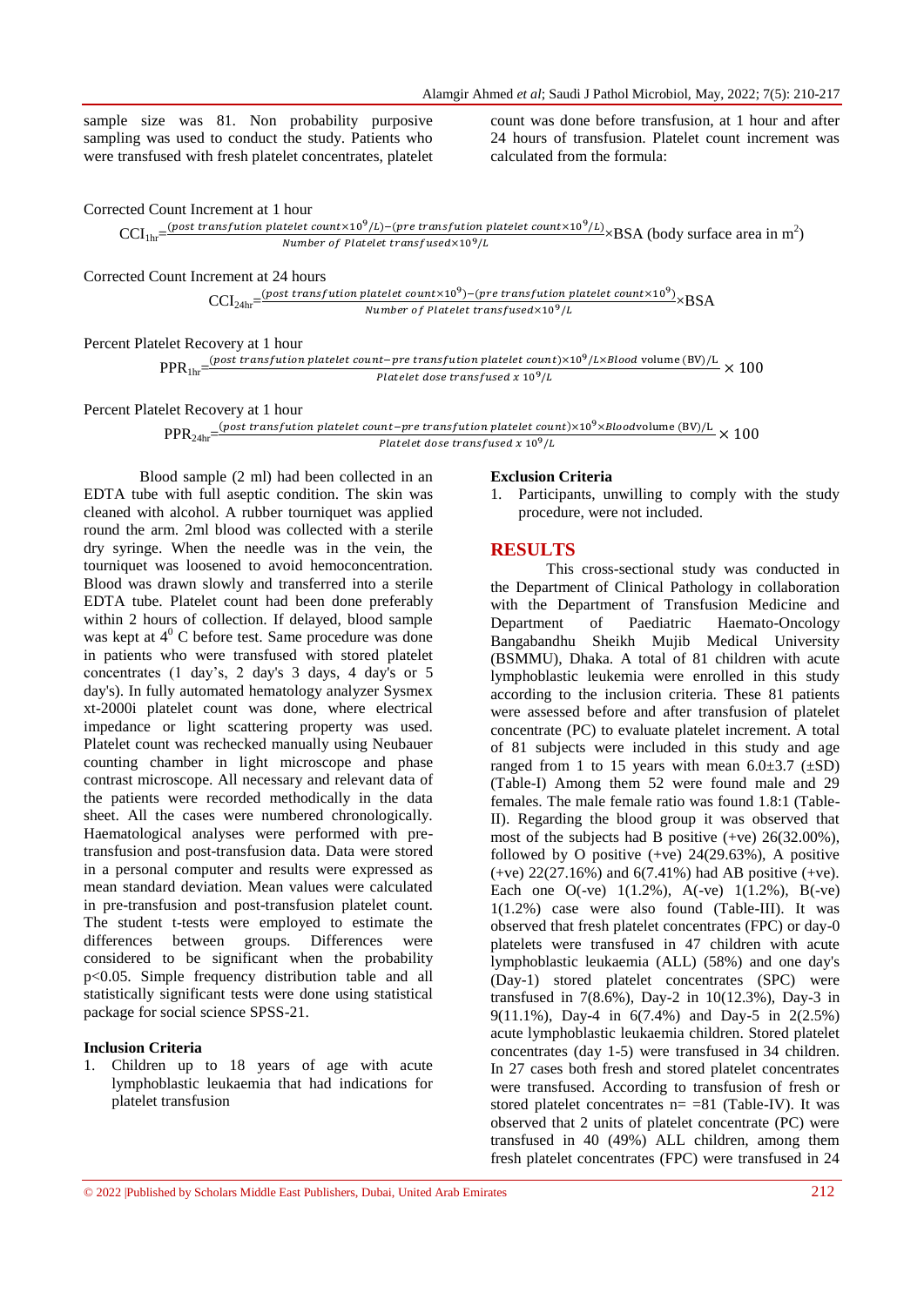sample size was 81. Non probability purposive sampling was used to conduct the study. Patients who were transfused with fresh platelet concentrates, platelet count was done before transfusion, at 1 hour and after 24 hours of transfusion. Platelet count increment was calculated from the formula:

Corrected Count Increment at 1 hour

$$CCI_{1hr} = \frac{(post\ transfution\ platelet\ count \times 10^9/L) - (pre\ transfution\ platelet\ count \times 10^9/L)}{Number\ of\ Platelet\ transfused \times 10^9/L} \times BSA \text{ (body surface area in m}^2\text{)}$$

Corrected Count Increment at 24 hours

$$CCI_{24hr} = \frac{(post\ transfution\ platelet\ count \times 10^9) - (pre\ transfution\ platelet\ count \times 10^9)}{Number\ of\ Platelet\ transfused \times 10^9/L} \times BSA$$

Percent Platelet Recovery at 1 hour

$$PPR_{1hr} = \frac{(post\ transfution\ platelet\ count - pre\ transfution\ platelet\ count) \times 10^9/L \times Blood\ volume\ (BV)/L}{Platelet\ dose\ transfused\ x\ 10^9/L} \times 100$$

Percent Platelet Recovery at 1 hour

$$PPR_{24hr} = \frac{(post\ transfution\ platelet\ count - pre\ transfution\ platelet\ count) \times 10^9 \times Bloodvolume\ (BV)/L}{Platelet\ dose\ transfused\ x\ 10^9/L} \times 100$$

Blood sample (2 ml) had been collected in an EDTA tube with full aseptic condition. The skin was cleaned with alcohol. A rubber tourniquet was applied round the arm. 2ml blood was collected with a sterile dry syringe. When the needle was in the vein, the tourniquet was loosened to avoid hemoconcentration. Blood was drawn slowly and transferred into a sterile EDTA tube. Platelet count had been done preferably within 2 hours of collection. If delayed, blood sample was kept at $4^0$ C before test. Same procedure was done in patients who were transfused with stored platelet concentrates (1 day's, 2 day's 3 days, 4 day's or 5 day's). In fully automated hematology analyzer Sysmex xt-2000i platelet count was done, where electrical impedance or light scattering property was used. Platelet count was rechecked manually using Neubauer counting chamber in light microscope and phase contrast microscope. All necessary and relevant data of the patients were recorded methodically in the data sheet. All the cases were numbered chronologically. Haematological analyses were performed with pre-transfusion and post-transfusion data. Data were stored in a personal computer and results were expressed as mean standard deviation. Mean values were calculated in pre-transfusion and post-transfusion platelet count. The student t-tests were employed to estimate the differences between groups. Differences were considered to be significant when the probability $p<0.05$. Simple frequency distribution table and all statistically significant tests were done using statistical package for social science SPSS-21.

### Inclusion Criteria

1. Children up to 18 years of age with acute lymphoblastic leukaemia that had indications for platelet transfusion

### Exclusion Criteria

1. Participants, unwilling to comply with the study procedure, were not included.

## RESULTS

This cross-sectional study was conducted in the Department of Clinical Pathology in collaboration with the Department of Transfusion Medicine and Department of Paediatric Haemato-Oncology Bangabandhu Sheikh Mujib Medical University (BSMMU), Dhaka. A total of 81 children with acute lymphoblastic leukemia were enrolled in this study according to the inclusion criteria. These 81 patients were assessed before and after transfusion of platelet concentrate (PC) to evaluate platelet increment. A total of 81 subjects were included in this study and age ranged from 1 to 15 years with mean 6.0±3.7 (±SD) (Table-I) Among them 52 were found male and 29 females. The male female ratio was found 1.8:1 (Table-II). Regarding the blood group it was observed that most of the subjects had B positive (+ve) 26(32.00%), followed by O positive (+ve) 24(29.63%), A positive (+ve) 22(27.16%) and 6(7.41%) had AB positive (+ve). Each one O(-ve) 1(1.2%), A(-ve) 1(1.2%), B(-ve) 1(1.2%) case were also found (Table-III). It was observed that fresh platelet concentrates (FPC) or day-0 platelets were transfused in 47 children with acute lymphoblastic leukaemia (ALL) (58%) and one day's (Day-1) stored platelet concentrates (SPC) were transfused in 7(8.6%), Day-2 in 10(12.3%), Day-3 in 9(11.1%), Day-4 in 6(7.4%) and Day-5 in 2(2.5%) acute lymphoblastic leukaemia children. Stored platelet concentrates (day 1-5) were transfused in 34 children. In 27 cases both fresh and stored platelet concentrates were transfused. According to transfusion of fresh or stored platelet concentrates n= =81 (Table-IV). It was observed that 2 units of platelet concentrate (PC) were transfused in 40 (49%) ALL children, among them fresh platelet concentrates (FPC) were transfused in 24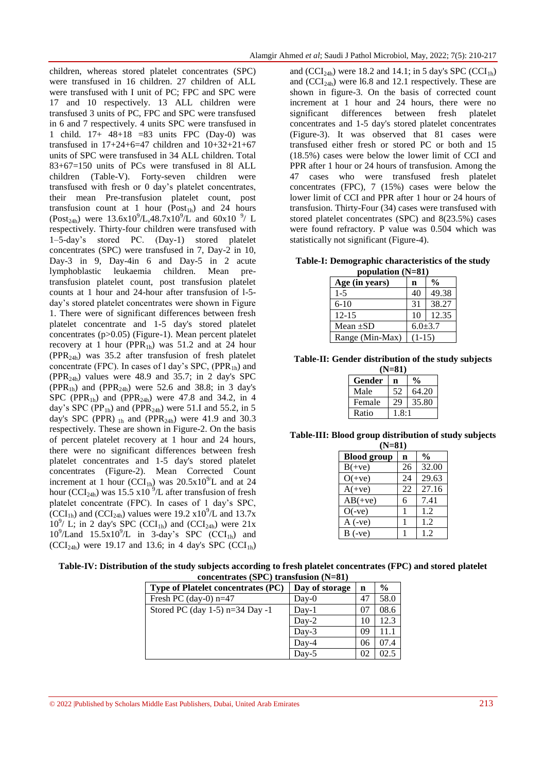children, whereas stored platelet concentrates (SPC) were transfused in 16 children. 27 children of ALL were transfused with I unit of PC; FPC and SPC were 17 and 10 respectively. 13 ALL children were transfused 3 units of PC, FPC and SPC were transfused in 6 and 7 respectively. 4 units SPC were transfused in 1 child. 17+ 48+18 =83 units FPC (Day-0) was transfused in 17+24+6=47 children and 10+32+21+67 units of SPC were transfused in 34 ALL children. Total 83+67=150 units of PCs were transfused in 8l ALL children (Table-V). Forty-seven children were transfused with fresh or 0 day's platelet concentrates, their mean Pre-transfusion platelet count, post transfusion count at 1 hour ($Post_{1h}$) and 24 hours ($Post_{24h}$) were $13.6x10^9/L$, $48.7x10^9/L$ and $60x10\ ^9/\ L$ respectively. Thirty-four children were transfused with 1–5-day's stored PC. (Day-1) stored platelet concentrates (SPC) were transfused in 7, Day-2 in 10, Day-3 in 9, Day-4in 6 and Day-5 in 2 acute lymphoblastic leukaemia children. Mean pre-transfusion platelet count, post transfusion platelet counts at 1 hour and 24-hour after transfusion of l-5-day's stored platelet concentrates were shown in Figure 1. There were of significant differences between fresh platelet concentrate and 1-5 day's stored platelet concentrates (p>0.05) (Figure-1). Mean percent platelet recovery at 1 hour ($PPR_{1h}$) was 51.2 and at 24 hour ($PPR_{24h}$) was 35.2 after transfusion of fresh platelet concentrate (FPC). In cases of l day's SPC, ($PPR_{1h}$) and ($PPR_{24h}$) values were 48.9 and 35.7; in 2 day's SPC ($PPR_{1h}$) and ($PPR_{24h}$) were 52.6 and 38.8; in 3 day's SPC ($PPR_{1h}$) and ($PPR_{24h}$) were 47.8 and 34.2, in 4 day's SPC ($PP_{1h}$) and ($PPR_{24h}$) were 51.I and 55.2, in 5 day's SPC (PPR) $_{1h}$ and ($PPR_{24h}$) were 41.9 and 30.3 respectively. These are shown in Figure-2. On the basis of percent platelet recovery at 1 hour and 24 hours, there were no significant differences between fresh platelet concentrates and 1-5 day's stored platelet concentrates (Figure-2). Mean Corrected Count increment at 1 hour ($CCI_{1h}$) was $20.5x10^9L$ and at 24 hour ($CCI_{24h}$) was $15.5\ x10\ ^9/L$ after transfusion of fresh platelet concentrate (FPC). In cases of 1 day's SPC, ($CCI_{1h}$) and ($CCI_{24h}$) values were $19.2\ x10^9/L$ and $13.7x\ 10^9/\ L$; in 2 day's SPC ($CCI_{1h}$) and ($CCI_{24h}$) were $21x\ 10^9/L$and $15.5x10^9/L$ in 3-day's SPC ($CCI_{1h}$) and ($CCI_{24h}$) were 19.17 and 13.6; in 4 day's SPC ($CCI_{1h}$) and ($CCI_{24h}$) were 18.2 and 14.1; in 5 day's SPC ($CCI_{1h}$) and ($CCI_{24h}$) were l6.8 and 12.1 respectively. These are shown in figure-3. On the basis of corrected count increment at 1 hour and 24 hours, there were no significant differences between fresh platelet concentrates and 1-5 day's stored platelet concentrates (Figure-3). It was observed that 81 cases were transfused either fresh or stored PC or both and 15 (18.5%) cases were below the lower limit of CCI and PPR after 1 hour or 24 hours of transfusion. Among the 47 cases who were transfused fresh platelet concentrates (FPC), 7 (15%) cases were below the lower limit of CCI and PPR after 1 hour or 24 hours of transfusion. Thirty-Four (34) cases were transfused with stored platelet concentrates (SPC) and 8(23.5%) cases were found refractory. P value was 0.504 which was statistically not significant (Figure-4).

**Table-I: Demographic characteristics of the study population (N=81)**

| Age (in years) | n | % |
|---|---|---|
| 1-5 | 40 | 49.38 |
| 6-10 | 31 | 38.27 |
| 12-15 | 10 | 12.35 |
| Mean ±SD | 6.0±3.7 | |
| Range (Min-Max) | (1-15) | |

**Table-II: Gender distribution of the study subjects (N=81)**

| Gender | n | % |
|---|---|---|
| Male | 52 | 64.20 |
| Female | 29 | 35.80 |
| Ratio | 1.8:1 | |

**Table-III: Blood group distribution of study subjects (N=81)**

| Blood group | n | % |
|---|---|---|
| B(+ve) | 26 | 32.00 |
| O(+ve) | 24 | 29.63 |
| A(+ve) | 22 | 27.16 |
| AB(+ve) | 6 | 7.41 |
| O(-ve) | 1 | 1.2 |
| A (-ve) | 1 | 1.2 |
| B (-ve) | 1 | 1.2 |

**Table-IV: Distribution of the study subjects according to fresh platelet concentrates (FPC) and stored platelet concentrates (SPC) transfusion (N=81)**

| Type of Platelet concentrates (PC) | Day of storage | n | % |
|---|---|---|---|
| Fresh PC (day-0) n=47 | Day-0 | 47 | 58.0 |
| Stored PC (day 1-5) n=34 Day -1 | Day-1 | 07 | 08.6 |
| | Day-2 | 10 | 12.3 |
| | Day-3 | 09 | 11.1 |
| | Day-4 | 06 | 07.4 |
| | Day-5 | 02 | 02.5 |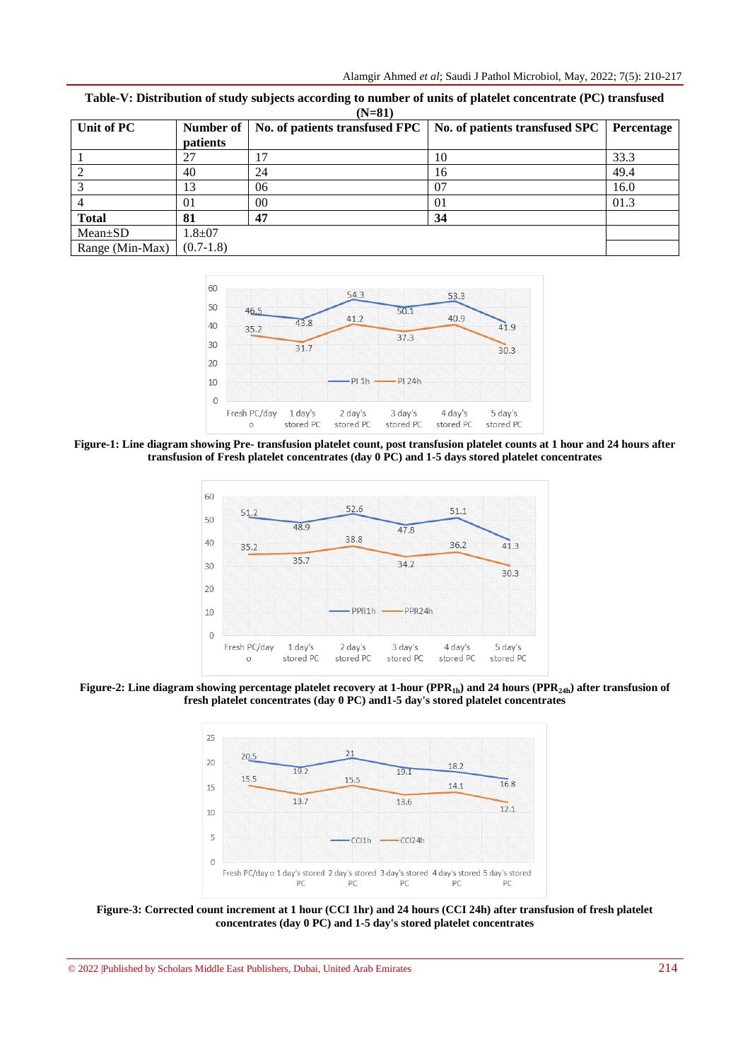**Table-V: Distribution of study subjects according to number of units of platelet concentrate (PC) transfused (N=81)**

| Unit of PC | Number of patients | No. of patients transfused FPC | No. of patients transfused SPC | Percentage |
|---|---|---|---|---|
| 1 | 27 | 17 | 10 | 33.3 |
| 2 | 40 | 24 | 16 | 49.4 |
| 3 | 13 | 06 | 07 | 16.0 |
| 4 | 01 | 00 | 01 | 01.3 |
| **Total** | **81** | **47** | **34** | |
| Mean±SD | 1.8±07 | | | |
| Range (Min-Max) | (0.7-1.8) | | | |

**Figure-1: Line diagram showing Pre- transfusion platelet count, post transfusion platelet counts at 1 hour and 24 hours after transfusion of Fresh platelet concentrates (day 0 PC) and 1-5 days stored platelet concentrates**

**Figure-2: Line diagram showing percentage platelet recovery at 1-hour ($PPR_{1h}$) and 24 hours ($PPR_{24h}$) after transfusion of fresh platelet concentrates (day 0 PC) and1-5 day's stored platelet concentrates**

**Figure-3: Corrected count increment at 1 hour (CCI 1hr) and 24 hours (CCI 24h) after transfusion of fresh platelet concentrates (day 0 PC) and 1-5 day's stored platelet concentrates**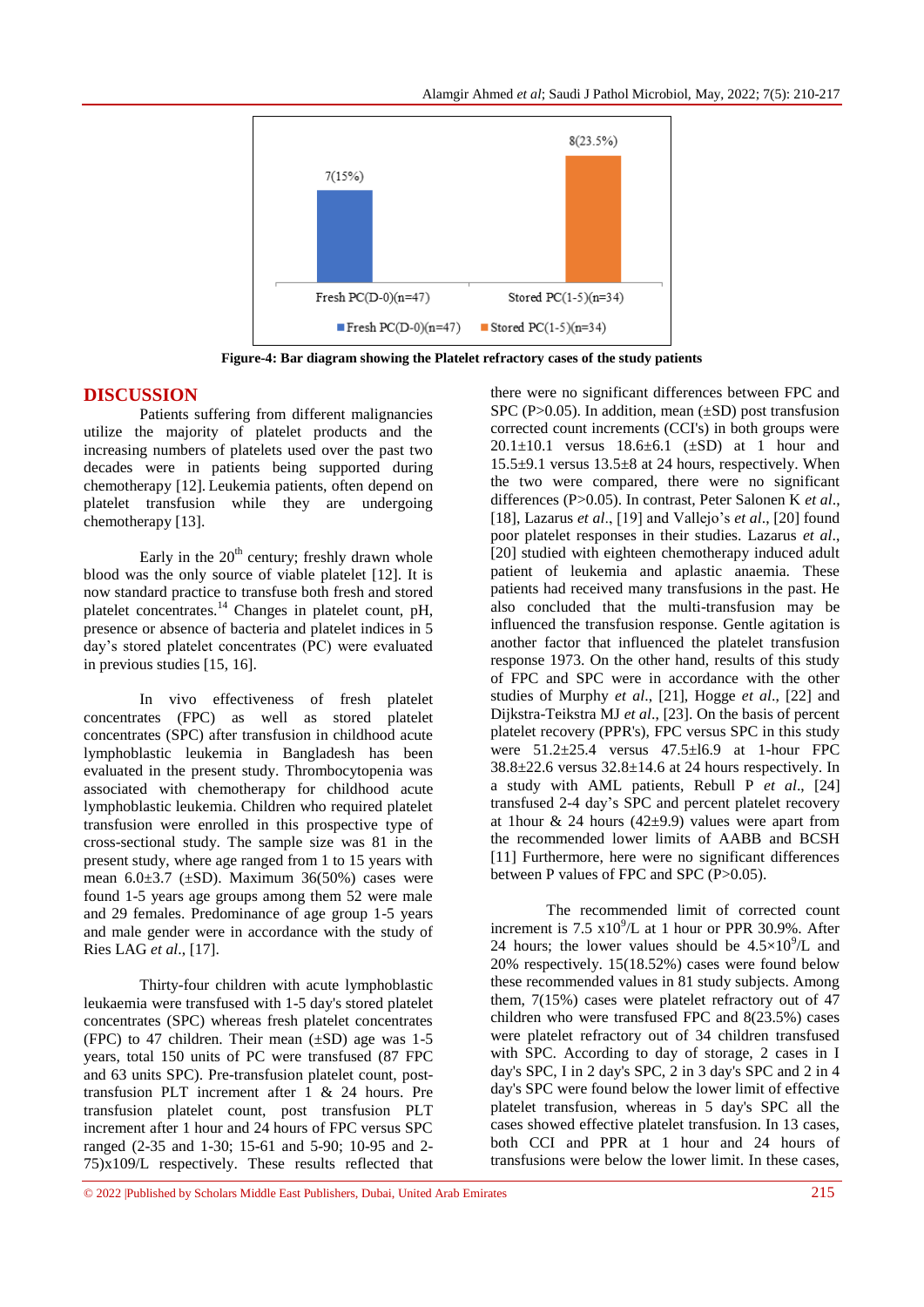Figure-4: Bar diagram showing the Platelet refractory cases of the study patients

## DISCUSSION

Patients suffering from different malignancies utilize the majority of platelet products and the increasing numbers of platelets used over the past two decades were in patients being supported during chemotherapy [12]. Leukemia patients, often depend on platelet transfusion while they are undergoing chemotherapy [13].

Early in the 20th century; freshly drawn whole blood was the only source of viable platelet [12]. It is now standard practice to transfuse both fresh and stored platelet concentrates.[14] Changes in platelet count, pH, presence or absence of bacteria and platelet indices in 5 day's stored platelet concentrates (PC) were evaluated in previous studies [15, 16].

In vivo effectiveness of fresh platelet concentrates (FPC) as well as stored platelet concentrates (SPC) after transfusion in childhood acute lymphoblastic leukemia in Bangladesh has been evaluated in the present study. Thrombocytopenia was associated with chemotherapy for childhood acute lymphoblastic leukemia. Children who required platelet transfusion were enrolled in this prospective type of cross-sectional study. The sample size was 81 in the present study, where age ranged from 1 to 15 years with mean 6.0±3.7 (±SD). Maximum 36(50%) cases were found 1-5 years age groups among them 52 were male and 29 females. Predominance of age group 1-5 years and male gender were in accordance with the study of Ries LAG *et al.*, [17].

Thirty-four children with acute lymphoblastic leukaemia were transfused with 1-5 day's stored platelet concentrates (SPC) whereas fresh platelet concentrates (FPC) to 47 children. Their mean (±SD) age was 1-5 years, total 150 units of PC were transfused (87 FPC and 63 units SPC). Pre-transfusion platelet count, post-transfusion PLT increment after 1 & 24 hours. Pre transfusion platelet count, post transfusion PLT increment after 1 hour and 24 hours of FPC versus SPC ranged (2-35 and 1-30; 15-61 and 5-90; 10-95 and 2-75)x109/L respectively. These results reflected that there were no significant differences between FPC and SPC (P>0.05). In addition, mean (±SD) post transfusion corrected count increments (CCI's) in both groups were 20.1±10.1 versus 18.6±6.1 (±SD) at 1 hour and 15.5±9.1 versus 13.5±8 at 24 hours, respectively. When the two were compared, there were no significant differences (P>0.05). In contrast, Peter Salonen K *et al.*, [18], Lazarus *et al.*, [19] and Vallejo's *et al.*, [20] found poor platelet responses in their studies. Lazarus *et al.*, [20] studied with eighteen chemotherapy induced adult patient of leukemia and aplastic anaemia. These patients had received many transfusions in the past. He also concluded that the multi-transfusion may be influenced the transfusion response. Gentle agitation is another factor that influenced the platelet transfusion response 1973. On the other hand, results of this study of FPC and SPC were in accordance with the other studies of Murphy *et al.*, [21], Hogge *et al.*, [22] and Dijkstra-Teikstra MJ *et al.*, [23]. On the basis of percent platelet recovery (PPR's), FPC versus SPC in this study were 51.2±25.4 versus 47.5±l6.9 at 1-hour FPC 38.8±22.6 versus 32.8±14.6 at 24 hours respectively. In a study with AML patients, Rebull P *et al.*, [24] transfused 2-4 day's SPC and percent platelet recovery at 1hour & 24 hours (42±9.9) values were apart from the recommended lower limits of AABB and BCSH [11] Furthermore, here were no significant differences between P values of FPC and SPC (P>0.05).

The recommended limit of corrected count increment is 7.5 $x10^9$/L at 1 hour or PPR 30.9%. After 24 hours; the lower values should be 4.5×$10^9$/L and 20% respectively. 15(18.52%) cases were found below these recommended values in 81 study subjects. Among them, 7(15%) cases were platelet refractory out of 47 children who were transfused FPC and 8(23.5%) cases were platelet refractory out of 34 children transfused with SPC. According to day of storage, 2 cases in I day's SPC, I in 2 day's SPC, 2 in 3 day's SPC and 2 in 4 day's SPC were found below the lower limit of effective platelet transfusion, whereas in 5 day's SPC all the cases showed effective platelet transfusion. In 13 cases, both CCI and PPR at 1 hour and 24 hours of transfusions were below the lower limit. In these cases,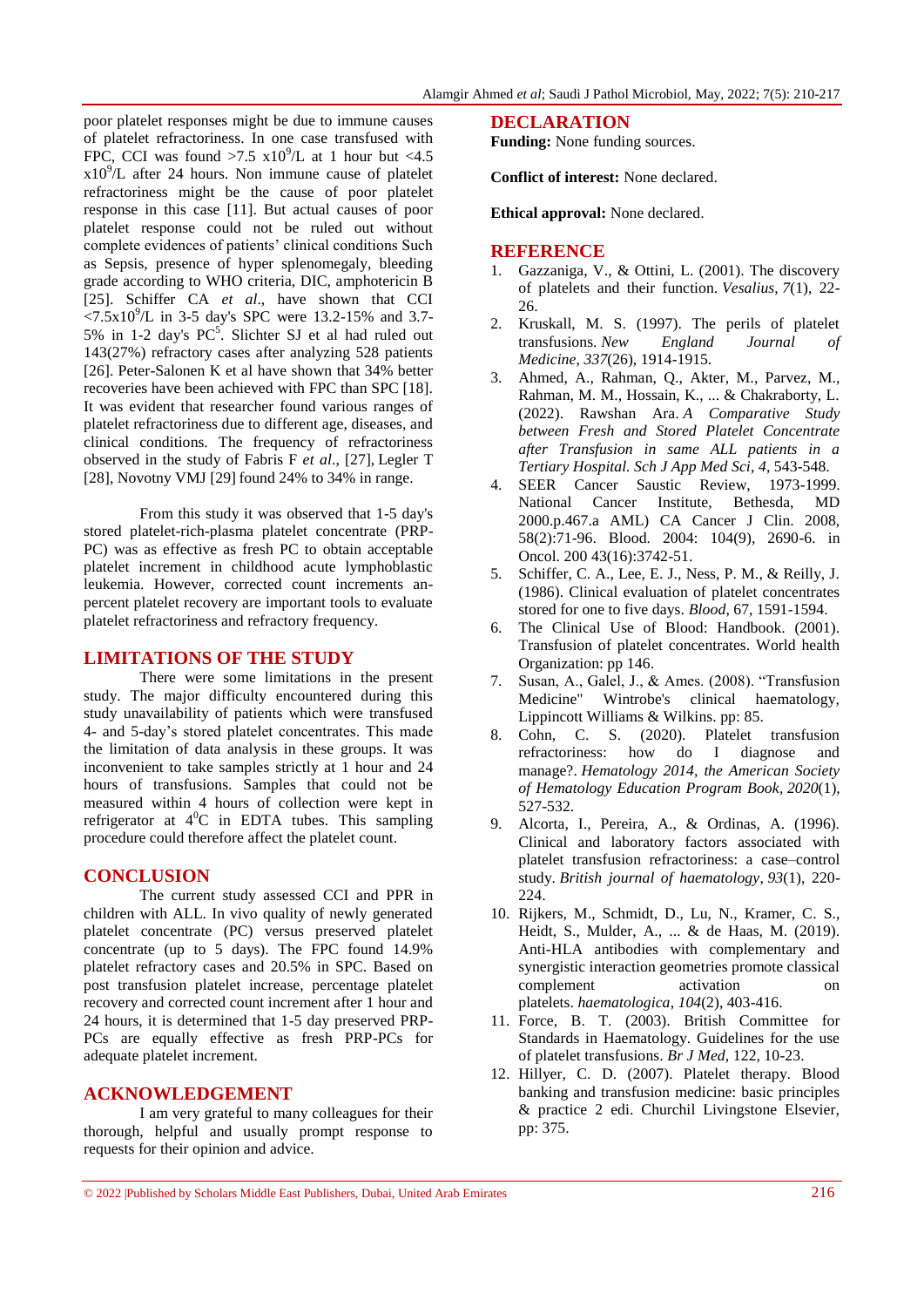poor platelet responses might be due to immune causes of platelet refractoriness. In one case transfused with FPC, CCI was found $>7.5 \times 10^9$/L at 1 hour but $<4.5 \times 10^9$/L after 24 hours. Non immune cause of platelet refractoriness might be the cause of poor platelet response in this case [11]. But actual causes of poor platelet response could not be ruled out without complete evidences of patients' clinical conditions Such as Sepsis, presence of hyper splenomegaly, bleeding grade according to WHO criteria, DIC, amphotericin B [25]. Schiffer CA *et al*., have shown that CCI $<7.5 \times 10^9$/L in 3-5 day's SPC were 13.2-15% and 3.7-5% in 1-2 day's PC[5]. Slichter SJ et al had ruled out 143(27%) refractory cases after analyzing 528 patients [26]. Peter-Salonen K et al have shown that 34% better recoveries have been achieved with FPC than SPC [18]. It was evident that researcher found various ranges of platelet refractoriness due to different age, diseases, and clinical conditions. The frequency of refractoriness observed in the study of Fabris F *et al*., [27], Legler T [28], Novotny VMJ [29] found 24% to 34% in range.

From this study it was observed that 1-5 day's stored platelet-rich-plasma platelet concentrate (PRP-PC) was as effective as fresh PC to obtain acceptable platelet increment in childhood acute lymphoblastic leukemia. However, corrected count increments an-percent platelet recovery are important tools to evaluate platelet refractoriness and refractory frequency.

## LIMITATIONS OF THE STUDY

There were some limitations in the present study. The major difficulty encountered during this study unavailability of patients which were transfused 4- and 5-day's stored platelet concentrates. This made the limitation of data analysis in these groups. It was inconvenient to take samples strictly at 1 hour and 24 hours of transfusions. Samples that could not be measured within 4 hours of collection were kept in refrigerator at $4^0$C in EDTA tubes. This sampling procedure could therefore affect the platelet count.

## CONCLUSION

The current study assessed CCI and PPR in children with ALL. In vivo quality of newly generated platelet concentrate (PC) versus preserved platelet concentrate (up to 5 days). The FPC found 14.9% platelet refractory cases and 20.5% in SPC. Based on post transfusion platelet increase, percentage platelet recovery and corrected count increment after 1 hour and 24 hours, it is determined that 1-5 day preserved PRP-PCs are equally effective as fresh PRP-PCs for adequate platelet increment.

## ACKNOWLEDGEMENT

I am very grateful to many colleagues for their thorough, helpful and usually prompt response to requests for their opinion and advice.

## DECLARATION

**Funding:** None funding sources.

**Conflict of interest:** None declared.

**Ethical approval:** None declared.

## REFERENCE

1. Gazzaniga, V., & Ottini, L. (2001). The discovery of platelets and their function. *Vesalius*, *7*(1), 22-26.
2. Kruskall, M. S. (1997). The perils of platelet transfusions. *New England Journal of Medicine*, *337*(26), 1914-1915.
3. Ahmed, A., Rahman, Q., Akter, M., Parvez, M., Rahman, M. M., Hossain, K., ... & Chakraborty, L. (2022). Rawshan Ara. *A Comparative Study between Fresh and Stored Platelet Concentrate after Transfusion in same ALL patients in a Tertiary Hospital. Sch J App Med Sci*, *4*, 543-548.
4. SEER Cancer Saustic Review, 1973-1999. National Cancer Institute, Bethesda, MD 2000.p.467.a AML) CA Cancer J Clin. 2008, 58(2):71-96. Blood. 2004: 104(9), 2690-6. in Oncol. 200 43(16):3742-51.
5. Schiffer, C. A., Lee, E. J., Ness, P. M., & Reilly, J. (1986). Clinical evaluation of platelet concentrates stored for one to five days. *Blood*, 67, 1591-1594.
6. The Clinical Use of Blood: Handbook. (2001). Transfusion of platelet concentrates. World health Organization: pp 146.
7. Susan, A., Galel, J., & Ames. (2008). "Transfusion Medicine" Wintrobe's clinical haematology, Lippincott Williams & Wilkins. pp: 85.
8. Cohn, C. S. (2020). Platelet transfusion refractoriness: how do I diagnose and manage?. *Hematology 2014, the American Society of Hematology Education Program Book*, *2020*(1), 527-532.
9. Alcorta, I., Pereira, A., & Ordinas, A. (1996). Clinical and laboratory factors associated with platelet transfusion refractoriness: a case–control study. *British journal of haematology*, *93*(1), 220-224.
10. Rijkers, M., Schmidt, D., Lu, N., Kramer, C. S., Heidt, S., Mulder, A., ... & de Haas, M. (2019). Anti-HLA antibodies with complementary and synergistic interaction geometries promote classical complement activation on platelets. *haematologica*, *104*(2), 403-416.
11. Force, B. T. (2003). British Committee for Standards in Haematology. Guidelines for the use of platelet transfusions. *Br J Med*, 122, 10-23.
12. Hillyer, C. D. (2007). Platelet therapy. Blood banking and transfusion medicine: basic principles & practice 2 edi. Churchil Livingstone Elsevier, pp: 375.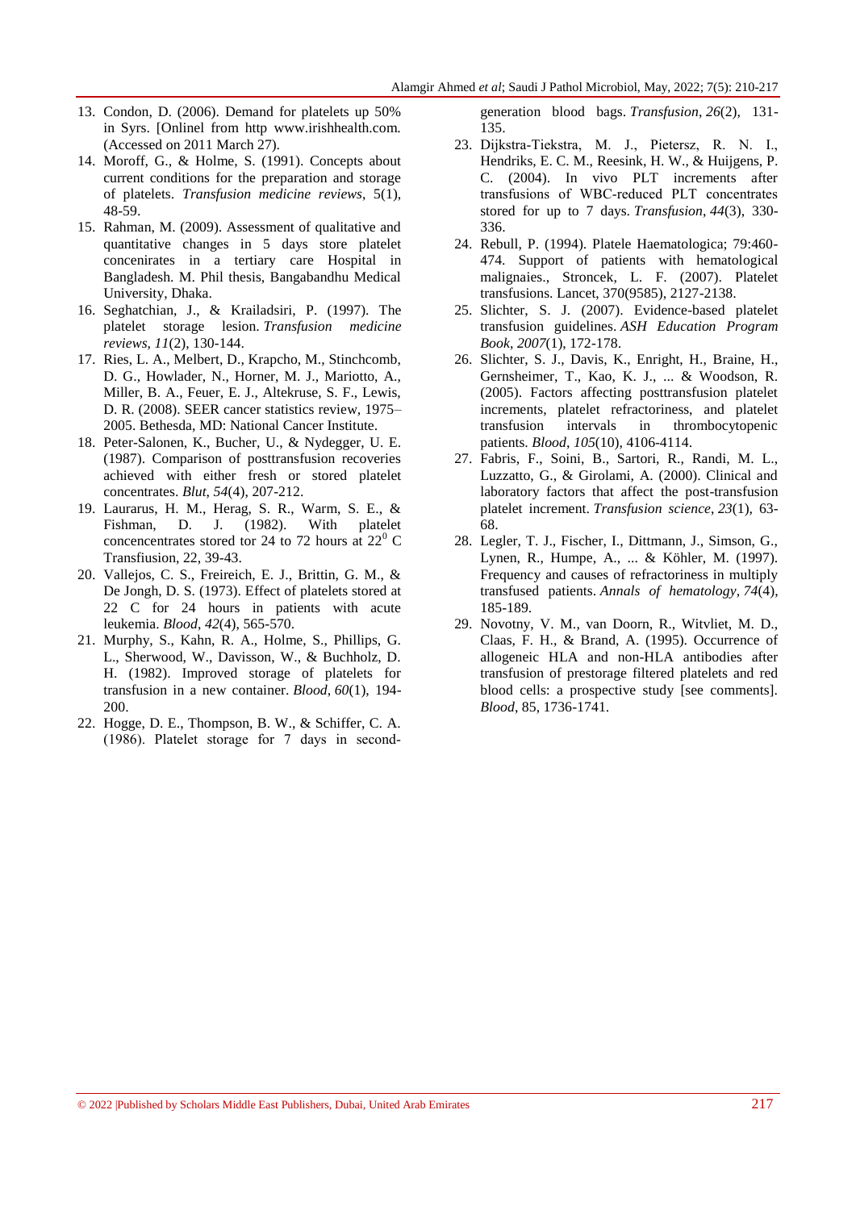13. Condon, D. (2006). Demand for platelets up 50% in Syrs. [Onlinel from http www.irishhealth.com. (Accessed on 2011 March 27).
14. Moroff, G., & Holme, S. (1991). Concepts about current conditions for the preparation and storage of platelets. *Transfusion medicine reviews*, 5(1), 48-59.
15. Rahman, M. (2009). Assessment of qualitative and quantitative changes in 5 days store platelet concenirates in a tertiary care Hospital in Bangladesh. M. Phil thesis, Bangabandhu Medical University, Dhaka.
16. Seghatchian, J., & Krailadsiri, P. (1997). The platelet storage lesion. *Transfusion medicine reviews*, *11*(2), 130-144.
17. Ries, L. A., Melbert, D., Krapcho, M., Stinchcomb, D. G., Howlader, N., Horner, M. J., Mariotto, A., Miller, B. A., Feuer, E. J., Altekruse, S. F., Lewis, D. R. (2008). SEER cancer statistics review, 1975–2005. Bethesda, MD: National Cancer Institute.
18. Peter-Salonen, K., Bucher, U., & Nydegger, U. E. (1987). Comparison of posttransfusion recoveries achieved with either fresh or stored platelet concentrates. *Blut*, *54*(4), 207-212.
19. Laurarus, H. M., Herag, S. R., Warm, S. E., & Fishman, D. J. (1982). With platelet concencentrates stored tor 24 to 72 hours at $22^0$ C Transfiusion, 22, 39-43.
20. Vallejos, C. S., Freireich, E. J., Brittin, G. M., & De Jongh, D. S. (1973). Effect of platelets stored at 22 C for 24 hours in patients with acute leukemia. *Blood*, *42*(4), 565-570.
21. Murphy, S., Kahn, R. A., Holme, S., Phillips, G. L., Sherwood, W., Davisson, W., & Buchholz, D. H. (1982). Improved storage of platelets for transfusion in a new container. *Blood*, *60*(1), 194-200.
22. Hogge, D. E., Thompson, B. W., & Schiffer, C. A. (1986). Platelet storage for 7 days in second-generation blood bags. *Transfusion*, *26*(2), 131-135.
23. Dijkstra-Tiekstra, M. J., Pietersz, R. N. I., Hendriks, E. C. M., Reesink, H. W., & Huijgens, P. C. (2004). In vivo PLT increments after transfusions of WBC-reduced PLT concentrates stored for up to 7 days. *Transfusion*, *44*(3), 330-336.
24. Rebull, P. (1994). Platele Haematologica; 79:460-474. Support of patients with hematological malignaies., Stroncek, L. F. (2007). Platelet transfusions. Lancet, 370(9585), 2127-2138.
25. Slichter, S. J. (2007). Evidence-based platelet transfusion guidelines. *ASH Education Program Book*, *2007*(1), 172-178.
26. Slichter, S. J., Davis, K., Enright, H., Braine, H., Gernsheimer, T., Kao, K. J., ... & Woodson, R. (2005). Factors affecting posttransfusion platelet increments, platelet refractoriness, and platelet transfusion intervals in thrombocytopenic patients. *Blood*, *105*(10), 4106-4114.
27. Fabris, F., Soini, B., Sartori, R., Randi, M. L., Luzzatto, G., & Girolami, A. (2000). Clinical and laboratory factors that affect the post-transfusion platelet increment. *Transfusion science*, *23*(1), 63-68.
28. Legler, T. J., Fischer, I., Dittmann, J., Simson, G., Lynen, R., Humpe, A., ... & Köhler, M. (1997). Frequency and causes of refractoriness in multiply transfused patients. *Annals of hematology*, *74*(4), 185-189.
29. Novotny, V. M., van Doorn, R., Witvliet, M. D., Claas, F. H., & Brand, A. (1995). Occurrence of allogeneic HLA and non-HLA antibodies after transfusion of prestorage filtered platelets and red blood cells: a prospective study [see comments]. *Blood*, 85, 1736-1741.